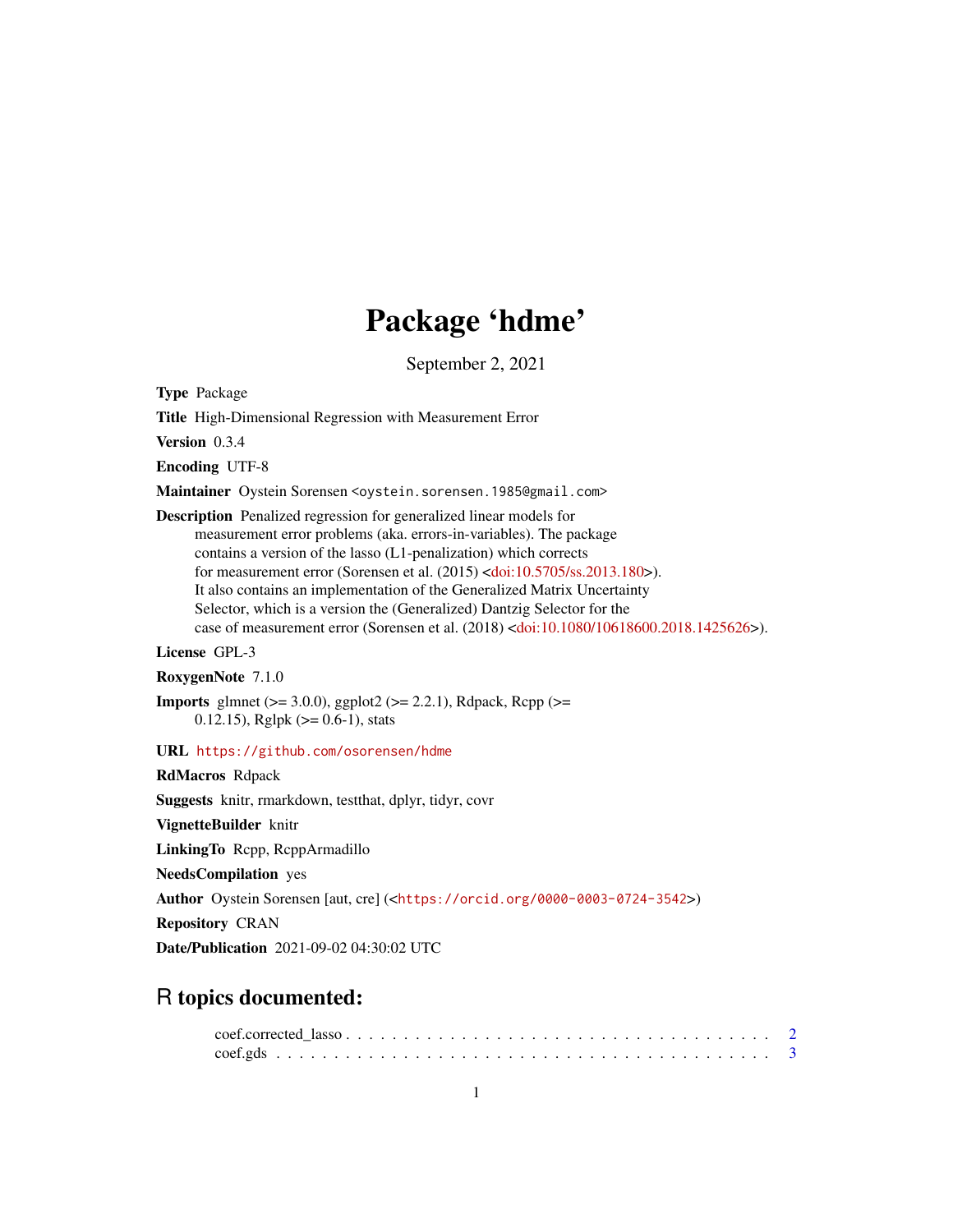# Package 'hdme'

September 2, 2021

**Type** Package

**Title** High-Dimensional Regression with Measurement Error

**Version** 0.3.4

**Encoding** UTF-8

**Maintainer** Oystein Sorensen <oystein.sorensen.1985@gmail.com>

**Description** Penalized regression for generalized linear models for measurement error problems (aka. errors-in-variables). The package contains a version of the lasso (L1-penalization) which corrects for measurement error (Sorensen et al. (2015) <doi:10.5705/ss.2013.180>). It also contains an implementation of the Generalized Matrix Uncertainty Selector, which is a version the (Generalized) Dantzig Selector for the case of measurement error (Sorensen et al. (2018) <doi:10.1080/10618600.2018.1425626>).

**License** GPL-3

**RoxygenNote** 7.1.0

**Imports** glmnet (>= 3.0.0), ggplot2 (>= 2.2.1), Rdpack, Rcpp (>= 0.12.15), Rglpk (>= 0.6-1), stats

**URL** https://github.com/osorensen/hdme

**RdMacros** Rdpack

**Suggests** knitr, rmarkdown, testthat, dplyr, tidyr, covr

**VignetteBuilder** knitr

**LinkingTo** Rcpp, RcppArmadillo

**NeedsCompilation** yes

**Author** Oystein Sorensen [aut, cre] (<https://orcid.org/0000-0003-0724-3542>)

**Repository** CRAN

**Date/Publication** 2021-09-02 04:30:02 UTC

## R topics documented:

coef.corrected_lasso . . . . . . . . . . . . . . . . . . . . . . . . . . . . . . . . . . . . 2
coef.gds . . . . . . . . . . . . . . . . . . . . . . . . . . . . . . . . . . . . . . . . . . . 3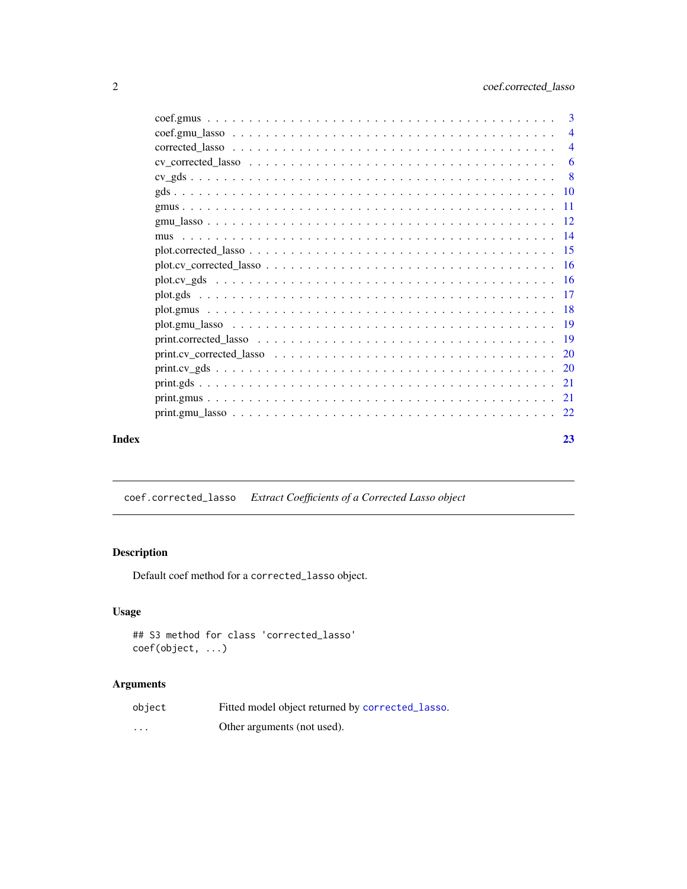coef.gmus . . . . . . . . . . . . . . . . . . . . . . . . . . . . . . . . . . . . . 3
coef.gmu_lasso . . . . . . . . . . . . . . . . . . . . . . . . . . . . . . . . . . . 4
corrected_lasso . . . . . . . . . . . . . . . . . . . . . . . . . . . . . . . . . . . 4
cv_corrected_lasso . . . . . . . . . . . . . . . . . . . . . . . . . . . . . . . . . 6
cv_gds . . . . . . . . . . . . . . . . . . . . . . . . . . . . . . . . . . . . . . . 8
gds . . . . . . . . . . . . . . . . . . . . . . . . . . . . . . . . . . . . . . . . 10
gmus . . . . . . . . . . . . . . . . . . . . . . . . . . . . . . . . . . . . . . . 11
gmu_lasso . . . . . . . . . . . . . . . . . . . . . . . . . . . . . . . . . . . . 12
mus . . . . . . . . . . . . . . . . . . . . . . . . . . . . . . . . . . . . . . . . 14
plot.corrected_lasso . . . . . . . . . . . . . . . . . . . . . . . . . . . . . . . 15
plot.cv_corrected_lasso . . . . . . . . . . . . . . . . . . . . . . . . . . . . . 16
plot.cv_gds . . . . . . . . . . . . . . . . . . . . . . . . . . . . . . . . . . . . 16
plot.gds . . . . . . . . . . . . . . . . . . . . . . . . . . . . . . . . . . . . . 17
plot.gmus . . . . . . . . . . . . . . . . . . . . . . . . . . . . . . . . . . . . 18
plot.gmu_lasso . . . . . . . . . . . . . . . . . . . . . . . . . . . . . . . . . . 19
print.corrected_lasso . . . . . . . . . . . . . . . . . . . . . . . . . . . . . . 19
print.cv_corrected_lasso . . . . . . . . . . . . . . . . . . . . . . . . . . . . 20
print.cv_gds . . . . . . . . . . . . . . . . . . . . . . . . . . . . . . . . . . . 20
print.gds . . . . . . . . . . . . . . . . . . . . . . . . . . . . . . . . . . . . . 21
print.gmus . . . . . . . . . . . . . . . . . . . . . . . . . . . . . . . . . . . . 21
print.gmu_lasso . . . . . . . . . . . . . . . . . . . . . . . . . . . . . . . . . . 22

**Index** **23**

---

## coef.corrected_lasso — *Extract Coefficients of a Corrected Lasso object*

### Description

Default coef method for a `corrected_lasso` object.

### Usage

```
## S3 method for class 'corrected_lasso'
coef(object, ...)
```

### Arguments

| | |
|---|---|
| `object` | Fitted model object returned by `corrected_lasso`. |
| `...` | Other arguments (not used). |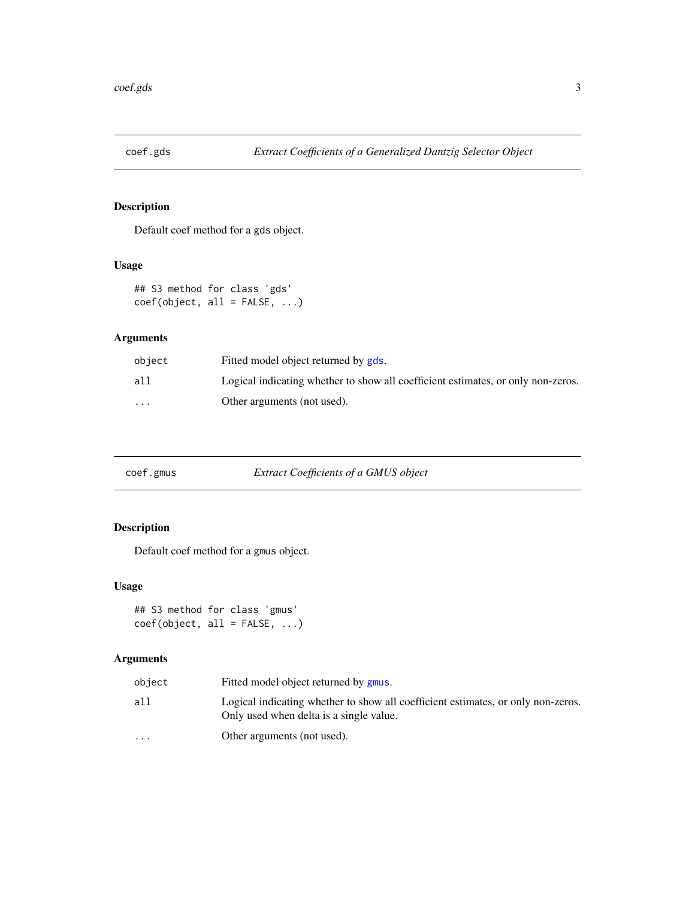## coef.gds — *Extract Coefficients of a Generalized Dantzig Selector Object*

### Description

Default coef method for a gds object.

### Usage

```
## S3 method for class 'gds'
coef(object, all = FALSE, ...)
```

### Arguments

| | |
|---|---|
| object | Fitted model object returned by gds. |
| all | Logical indicating whether to show all coefficient estimates, or only non-zeros. |
| ... | Other arguments (not used). |

## coef.gmus — *Extract Coefficients of a GMUS object*

### Description

Default coef method for a gmus object.

### Usage

```
## S3 method for class 'gmus'
coef(object, all = FALSE, ...)
```

### Arguments

| | |
|---|---|
| object | Fitted model object returned by gmus. |
| all | Logical indicating whether to show all coefficient estimates, or only non-zeros. Only used when delta is a single value. |
| ... | Other arguments (not used). |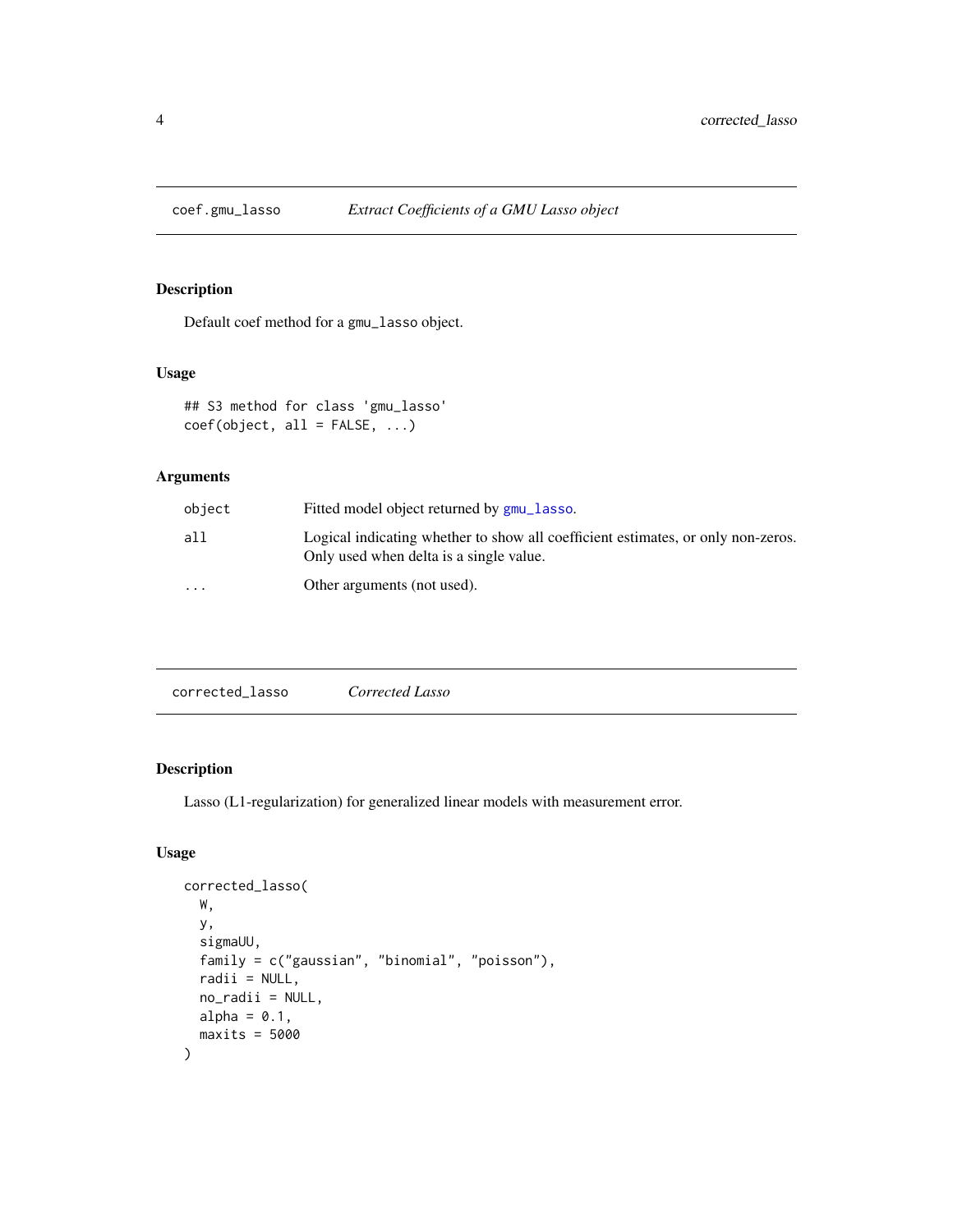## coef.gmu_lasso *Extract Coefficients of a GMU Lasso object*

### Description

Default coef method for a gmu_lasso object.

### Usage

```
## S3 method for class 'gmu_lasso'
coef(object, all = FALSE, ...)
```

### Arguments

| | |
|---|---|
| object | Fitted model object returned by gmu_lasso. |
| all | Logical indicating whether to show all coefficient estimates, or only non-zeros. Only used when delta is a single value. |
| ... | Other arguments (not used). |

## corrected_lasso *Corrected Lasso*

### Description

Lasso (L1-regularization) for generalized linear models with measurement error.

### Usage

```
corrected_lasso(
  W,
  y,
  sigmaUU,
  family = c("gaussian", "binomial", "poisson"),
  radii = NULL,
  no_radii = NULL,
  alpha = 0.1,
  maxits = 5000
)
```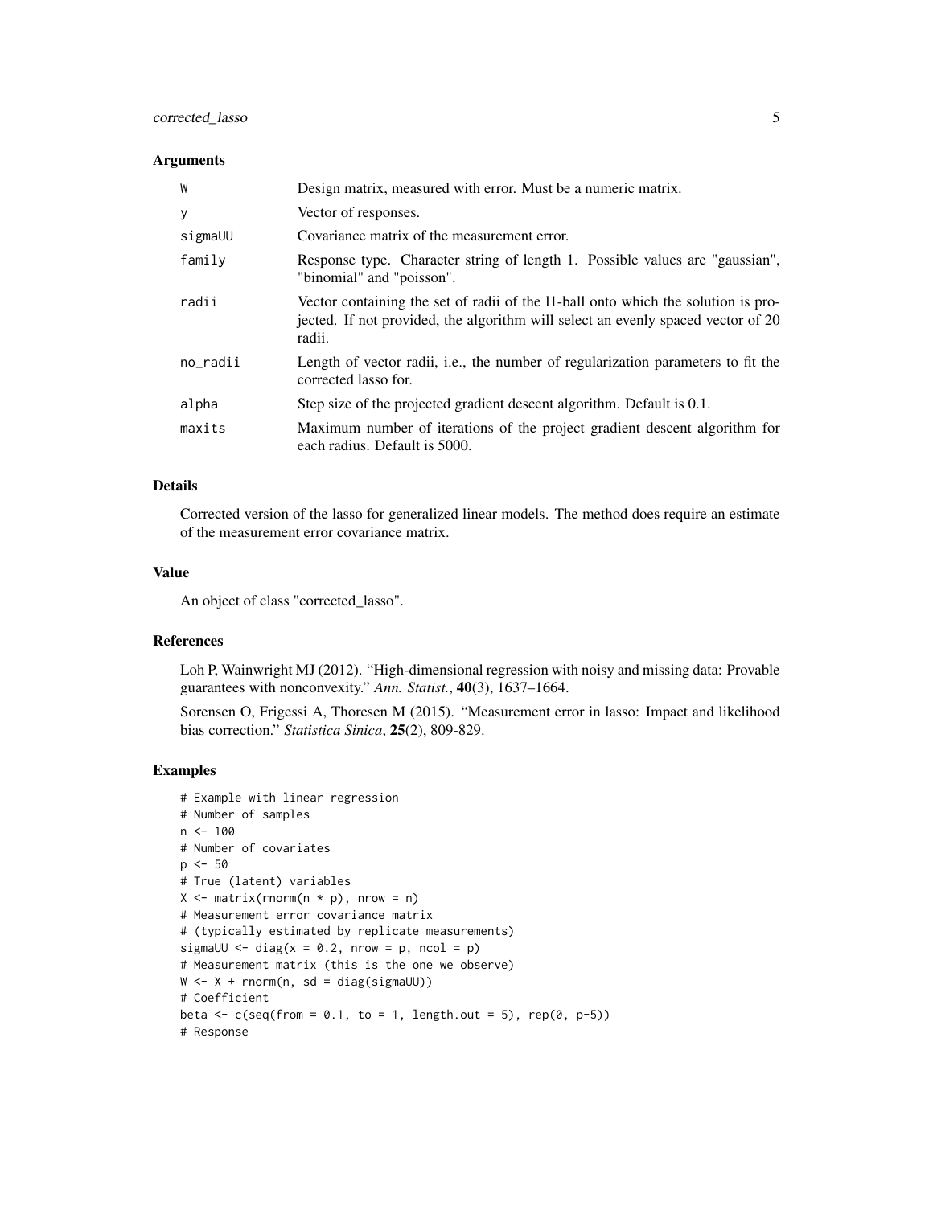### Arguments

| | |
|---|---|
| `W` | Design matrix, measured with error. Must be a numeric matrix. |
| `y` | Vector of responses. |
| `sigmaUU` | Covariance matrix of the measurement error. |
| `family` | Response type. Character string of length 1. Possible values are "gaussian", "binomial" and "poisson". |
| `radii` | Vector containing the set of radii of the l1-ball onto which the solution is projected. If not provided, the algorithm will select an evenly spaced vector of 20 radii. |
| `no_radii` | Length of vector radii, i.e., the number of regularization parameters to fit the corrected lasso for. |
| `alpha` | Step size of the projected gradient descent algorithm. Default is 0.1. |
| `maxits` | Maximum number of iterations of the project gradient descent algorithm for each radius. Default is 5000. |

### Details

Corrected version of the lasso for generalized linear models. The method does require an estimate of the measurement error covariance matrix.

### Value

An object of class "corrected_lasso".

### References

Loh P, Wainwright MJ (2012). "High-dimensional regression with noisy and missing data: Provable guarantees with nonconvexity." *Ann. Statist.*, **40**(3), 1637–1664.

Sorensen O, Frigessi A, Thoresen M (2015). "Measurement error in lasso: Impact and likelihood bias correction." *Statistica Sinica*, **25**(2), 809-829.

### Examples

```
# Example with linear regression
# Number of samples
n <- 100
# Number of covariates
p <- 50
# True (latent) variables
X <- matrix(rnorm(n * p), nrow = n)
# Measurement error covariance matrix
# (typically estimated by replicate measurements)
sigmaUU <- diag(x = 0.2, nrow = p, ncol = p)
# Measurement matrix (this is the one we observe)
W <- X + rnorm(n, sd = diag(sigmaUU))
# Coefficient
beta <- c(seq(from = 0.1, to = 1, length.out = 5), rep(0, p-5))
# Response
```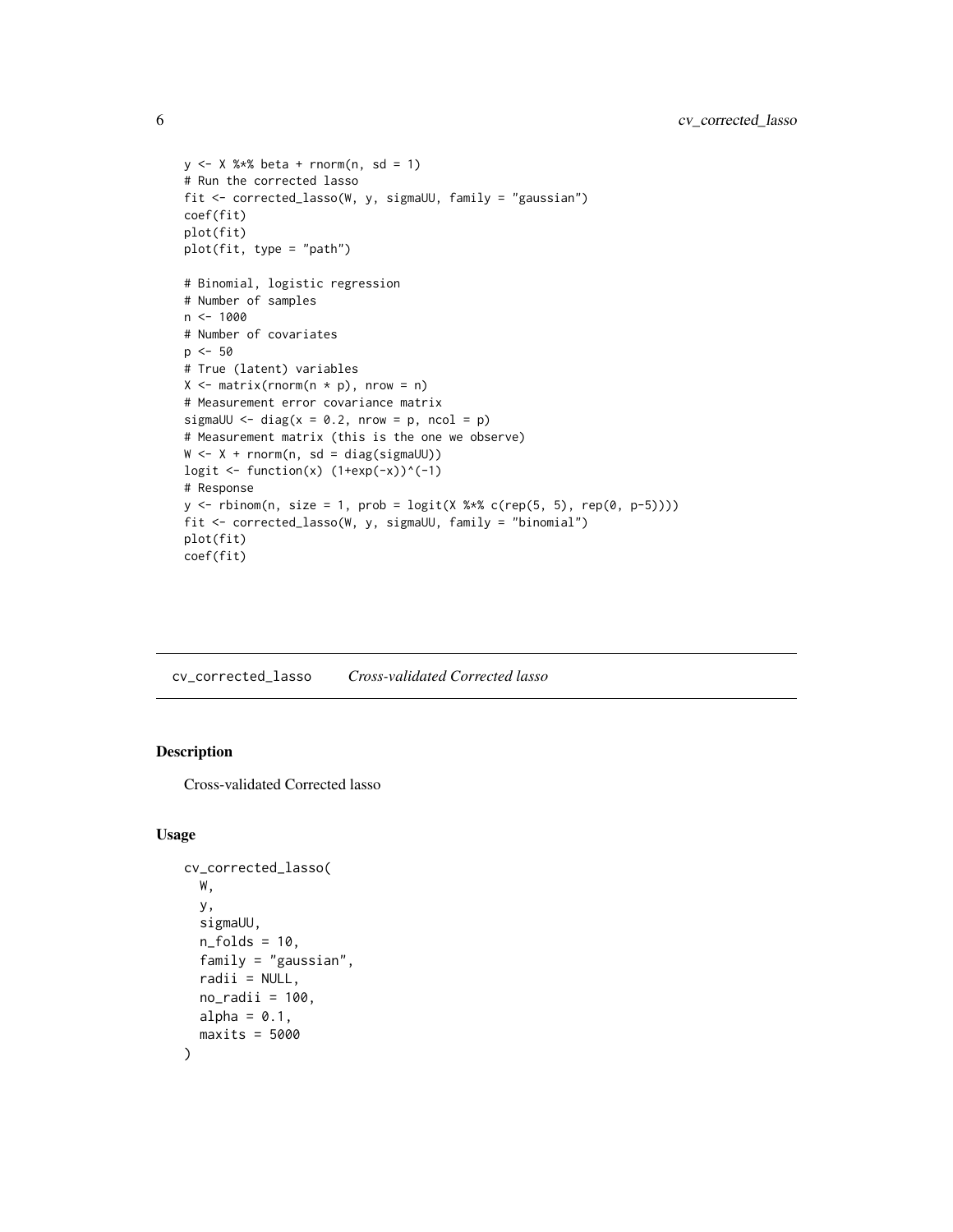```
y <- X %*% beta + rnorm(n, sd = 1)
# Run the corrected lasso
fit <- corrected_lasso(W, y, sigmaUU, family = "gaussian")
coef(fit)
plot(fit)
plot(fit, type = "path")

# Binomial, logistic regression
# Number of samples
n <- 1000
# Number of covariates
p <- 50
# True (latent) variables
X <- matrix(rnorm(n * p), nrow = n)
# Measurement error covariance matrix
sigmaUU <- diag(x = 0.2, nrow = p, ncol = p)
# Measurement matrix (this is the one we observe)
W <- X + rnorm(n, sd = diag(sigmaUU))
logit <- function(x) (1+exp(-x))^(-1)
# Response
y <- rbinom(n, size = 1, prob = logit(X %*% c(rep(5, 5), rep(0, p-5))))
fit <- corrected_lasso(W, y, sigmaUU, family = "binomial")
plot(fit)
coef(fit)
```

## cv_corrected_lasso *Cross-validated Corrected lasso*

### Description

Cross-validated Corrected lasso

### Usage

```
cv_corrected_lasso(
  W,
  y,
  sigmaUU,
  n_folds = 10,
  family = "gaussian",
  radii = NULL,
  no_radii = 100,
  alpha = 0.1,
  maxits = 5000
)
```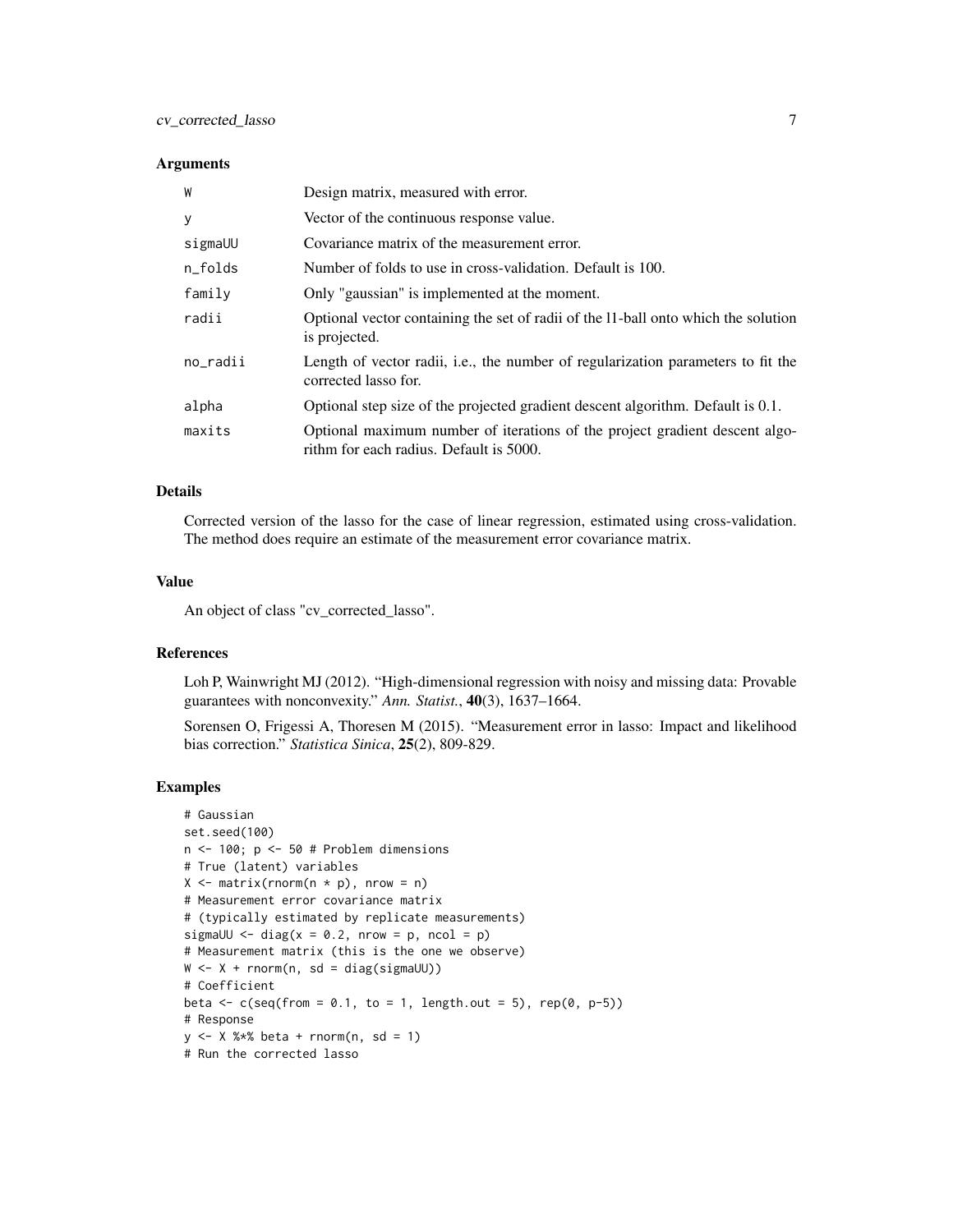### Arguments

| | |
|---|---|
| W | Design matrix, measured with error. |
| y | Vector of the continuous response value. |
| sigmaUU | Covariance matrix of the measurement error. |
| n_folds | Number of folds to use in cross-validation. Default is 100. |
| family | Only "gaussian" is implemented at the moment. |
| radii | Optional vector containing the set of radii of the l1-ball onto which the solution is projected. |
| no_radii | Length of vector radii, i.e., the number of regularization parameters to fit the corrected lasso for. |
| alpha | Optional step size of the projected gradient descent algorithm. Default is 0.1. |
| maxits | Optional maximum number of iterations of the project gradient descent algorithm for each radius. Default is 5000. |

### Details

Corrected version of the lasso for the case of linear regression, estimated using cross-validation. The method does require an estimate of the measurement error covariance matrix.

### Value

An object of class "cv_corrected_lasso".

### References

Loh P, Wainwright MJ (2012). "High-dimensional regression with noisy and missing data: Provable guarantees with nonconvexity." *Ann. Statist.*, **40**(3), 1637–1664.

Sorensen O, Frigessi A, Thoresen M (2015). "Measurement error in lasso: Impact and likelihood bias correction." *Statistica Sinica*, **25**(2), 809-829.

### Examples

```
# Gaussian
set.seed(100)
n <- 100; p <- 50 # Problem dimensions
# True (latent) variables
X <- matrix(rnorm(n * p), nrow = n)
# Measurement error covariance matrix
# (typically estimated by replicate measurements)
sigmaUU <- diag(x = 0.2, nrow = p, ncol = p)
# Measurement matrix (this is the one we observe)
W <- X + rnorm(n, sd = diag(sigmaUU))
# Coefficient
beta <- c(seq(from = 0.1, to = 1, length.out = 5), rep(0, p-5))
# Response
y <- X %*% beta + rnorm(n, sd = 1)
# Run the corrected lasso
```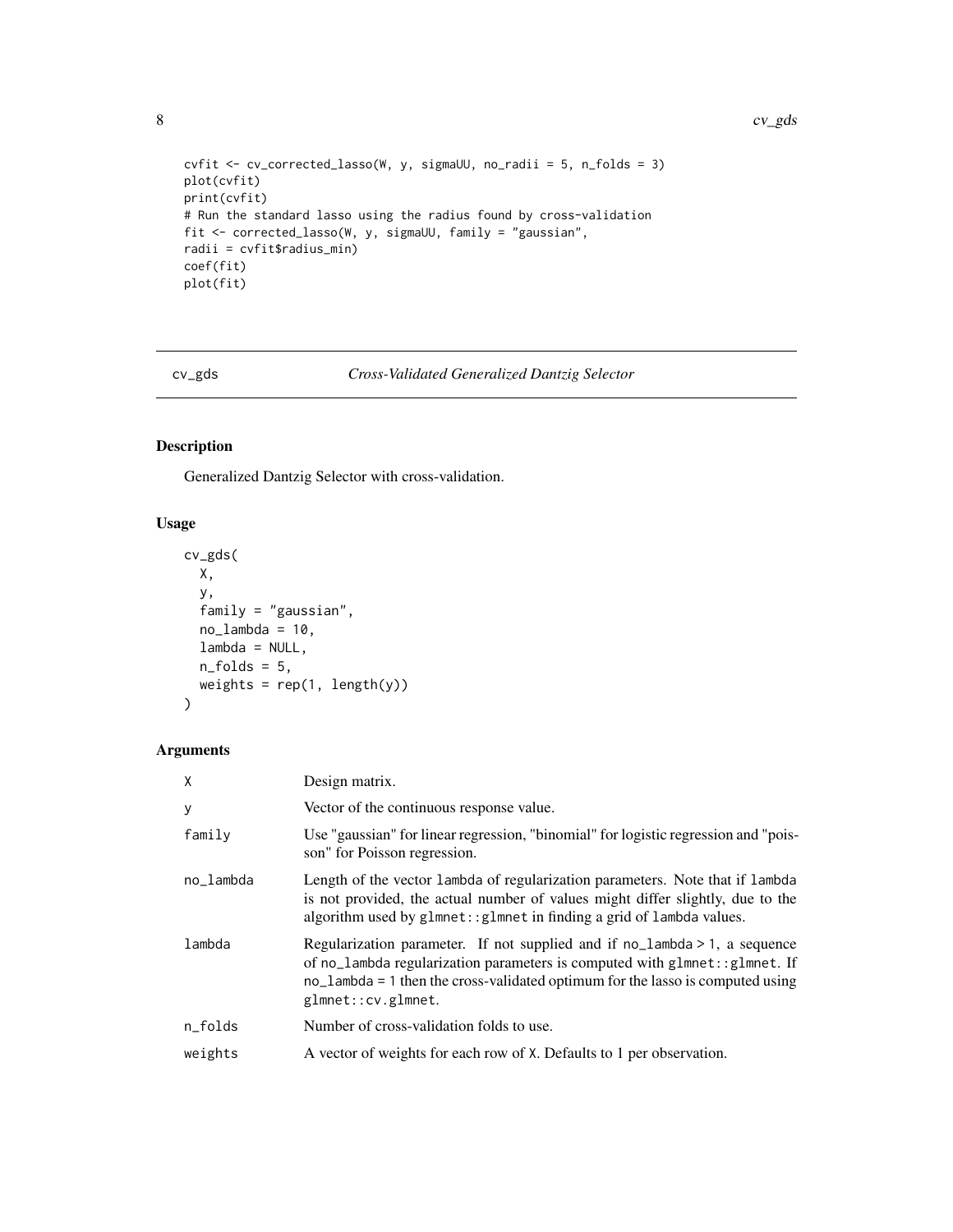```
cvfit <- cv_corrected_lasso(W, y, sigmaUU, no_radii = 5, n_folds = 3)
plot(cvfit)
print(cvfit)
# Run the standard lasso using the radius found by cross-validation
fit <- corrected_lasso(W, y, sigmaUU, family = "gaussian",
radii = cvfit$radius_min)
coef(fit)
plot(fit)
```

---

## cv_gds — *Cross-Validated Generalized Dantzig Selector*

---

### Description

Generalized Dantzig Selector with cross-validation.

### Usage

```
cv_gds(
  X,
  y,
  family = "gaussian",
  no_lambda = 10,
  lambda = NULL,
  n_folds = 5,
  weights = rep(1, length(y))
)
```

### Arguments

| | |
|---|---|
| `X` | Design matrix. |
| `y` | Vector of the continuous response value. |
| `family` | Use "gaussian" for linear regression, "binomial" for logistic regression and "poisson" for Poisson regression. |
| `no_lambda` | Length of the vector `lambda` of regularization parameters. Note that if `lambda` is not provided, the actual number of values might differ slightly, due to the algorithm used by `glmnet::glmnet` in finding a grid of `lambda` values. |
| `lambda` | Regularization parameter. If not supplied and if `no_lambda > 1`, a sequence of `no_lambda` regularization parameters is computed with `glmnet::glmnet`. If `no_lambda = 1` then the cross-validated optimum for the lasso is computed using `glmnet::cv.glmnet`. |
| `n_folds` | Number of cross-validation folds to use. |
| `weights` | A vector of weights for each row of `X`. Defaults to 1 per observation. |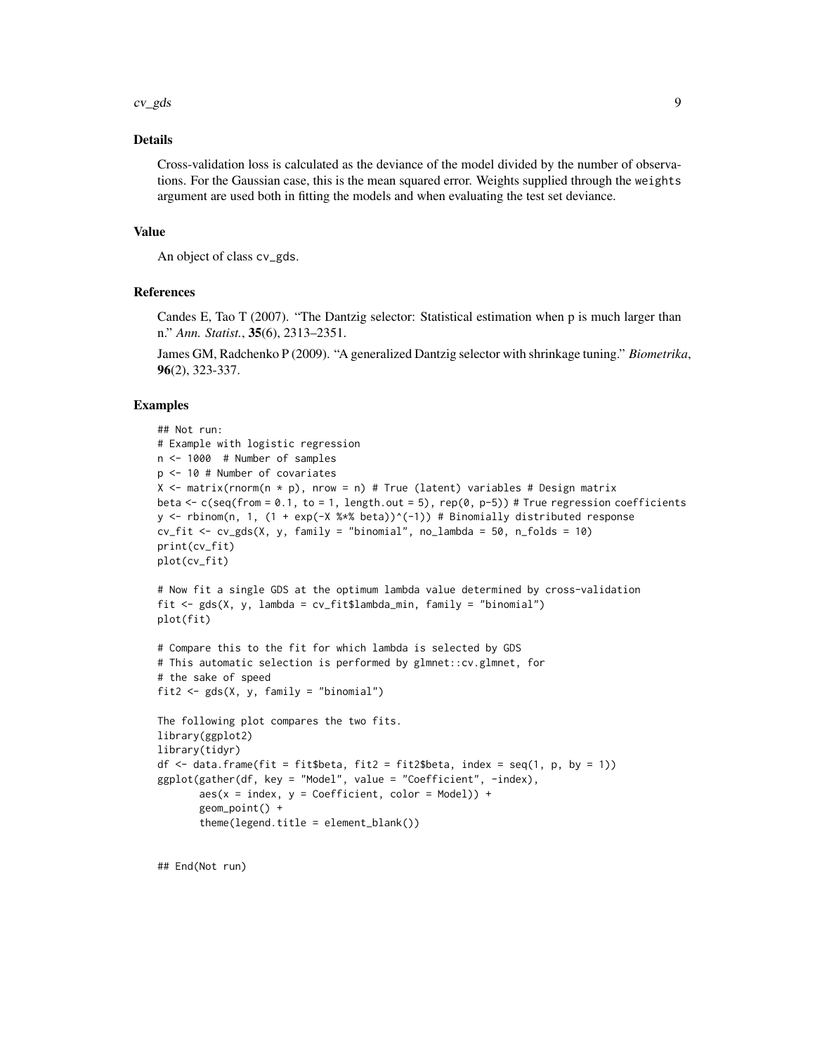## Details

Cross-validation loss is calculated as the deviance of the model divided by the number of observations. For the Gaussian case, this is the mean squared error. Weights supplied through the weights argument are used both in fitting the models and when evaluating the test set deviance.

## Value

An object of class cv_gds.

## References

Candes E, Tao T (2007). "The Dantzig selector: Statistical estimation when p is much larger than n." *Ann. Statist.*, **35**(6), 2313–2351.

James GM, Radchenko P (2009). "A generalized Dantzig selector with shrinkage tuning." *Biometrika*, **96**(2), 323-337.

## Examples

```
## Not run:
# Example with logistic regression
n <- 1000  # Number of samples
p <- 10 # Number of covariates
X <- matrix(rnorm(n * p), nrow = n) # True (latent) variables # Design matrix
beta <- c(seq(from = 0.1, to = 1, length.out = 5), rep(0, p-5)) # True regression coefficients
y <- rbinom(n, 1, (1 + exp(-X %*% beta))^(-1)) # Binomially distributed response
cv_fit <- cv_gds(X, y, family = "binomial", no_lambda = 50, n_folds = 10)
print(cv_fit)
plot(cv_fit)

# Now fit a single GDS at the optimum lambda value determined by cross-validation
fit <- gds(X, y, lambda = cv_fit$lambda_min, family = "binomial")
plot(fit)

# Compare this to the fit for which lambda is selected by GDS
# This automatic selection is performed by glmnet::cv.glmnet, for
# the sake of speed
fit2 <- gds(X, y, family = "binomial")

The following plot compares the two fits.
library(ggplot2)
library(tidyr)
df <- data.frame(fit = fit$beta, fit2 = fit2$beta, index = seq(1, p, by = 1))
ggplot(gather(df, key = "Model", value = "Coefficient", -index),
       aes(x = index, y = Coefficient, color = Model)) +
       geom_point() +
       theme(legend.title = element_blank())


## End(Not run)
```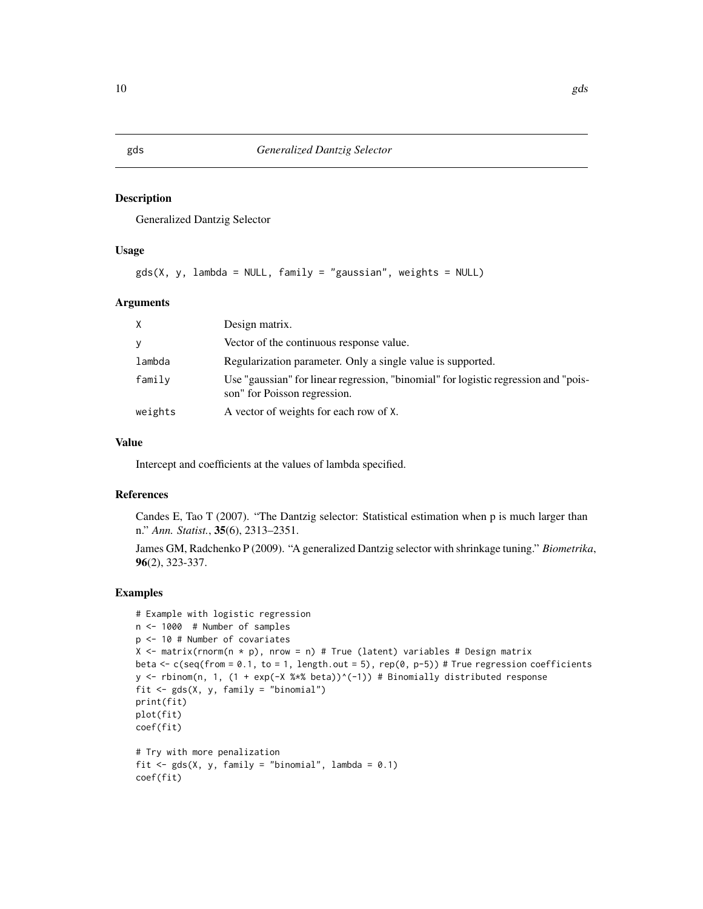## gds — *Generalized Dantzig Selector*

### Description

Generalized Dantzig Selector

### Usage

```
gds(X, y, lambda = NULL, family = "gaussian", weights = NULL)
```

### Arguments

| | |
|---|---|
| X | Design matrix. |
| y | Vector of the continuous response value. |
| lambda | Regularization parameter. Only a single value is supported. |
| family | Use "gaussian" for linear regression, "binomial" for logistic regression and "poisson" for Poisson regression. |
| weights | A vector of weights for each row of X. |

### Value

Intercept and coefficients at the values of lambda specified.

### References

Candes E, Tao T (2007). "The Dantzig selector: Statistical estimation when p is much larger than n." *Ann. Statist.*, **35**(6), 2313–2351.

James GM, Radchenko P (2009). "A generalized Dantzig selector with shrinkage tuning." *Biometrika*, **96**(2), 323-337.

### Examples

```
# Example with logistic regression
n <- 1000  # Number of samples
p <- 10 # Number of covariates
X <- matrix(rnorm(n * p), nrow = n) # True (latent) variables # Design matrix
beta <- c(seq(from = 0.1, to = 1, length.out = 5), rep(0, p-5)) # True regression coefficients
y <- rbinom(n, 1, (1 + exp(-X %*% beta))^(-1)) # Binomially distributed response
fit <- gds(X, y, family = "binomial")
print(fit)
plot(fit)
coef(fit)

# Try with more penalization
fit <- gds(X, y, family = "binomial", lambda = 0.1)
coef(fit)
```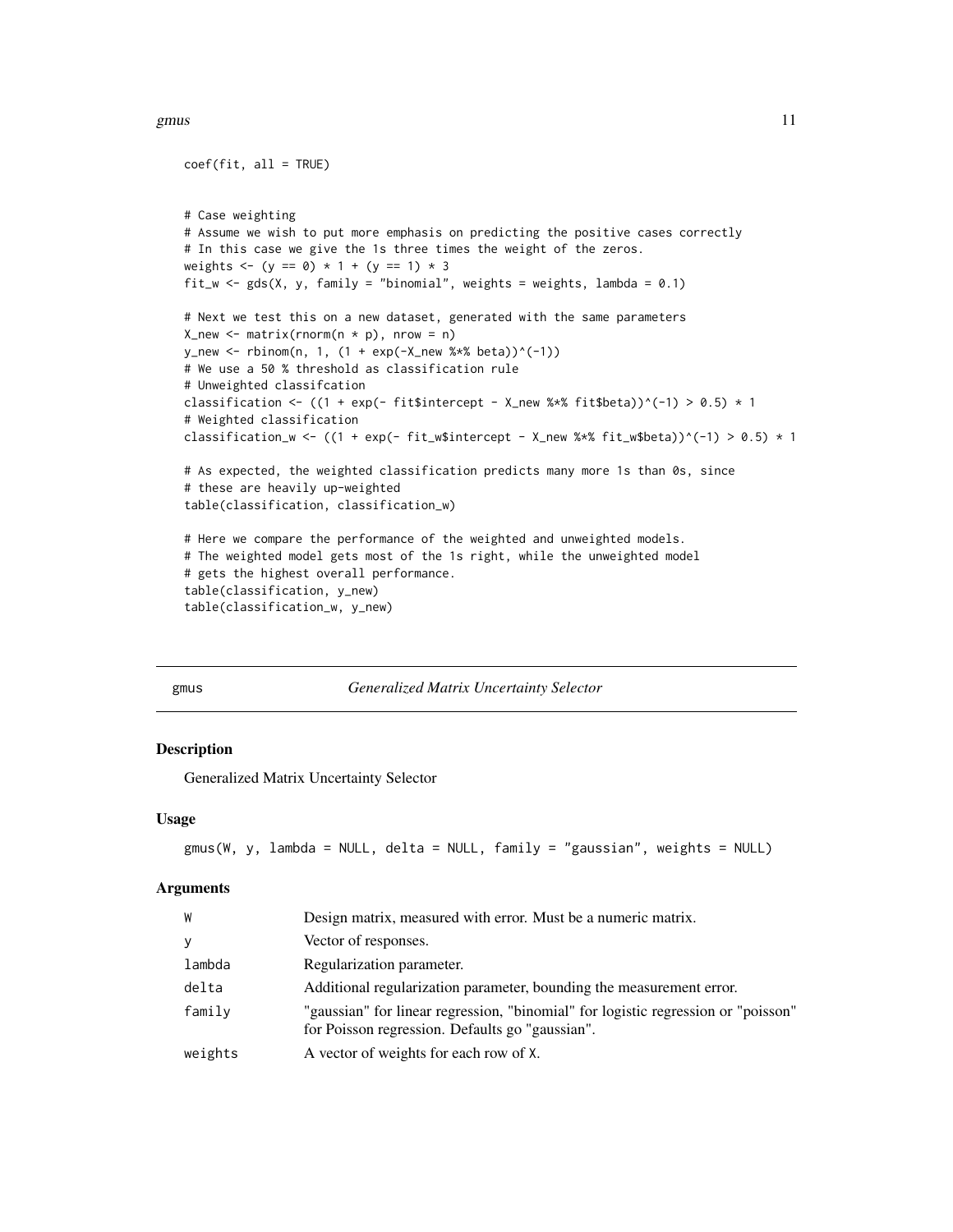```
coef(fit, all = TRUE)


# Case weighting
# Assume we wish to put more emphasis on predicting the positive cases correctly
# In this case we give the 1s three times the weight of the zeros.
weights <- (y == 0) * 1 + (y == 1) * 3
fit_w <- gds(X, y, family = "binomial", weights = weights, lambda = 0.1)

# Next we test this on a new dataset, generated with the same parameters
X_new <- matrix(rnorm(n * p), nrow = n)
y_new <- rbinom(n, 1, (1 + exp(-X_new %*% beta))^(-1))
# We use a 50 % threshold as classification rule
# Unweighted classifcation
classification <- ((1 + exp(- fit$intercept - X_new %*% fit$beta))^(-1) > 0.5) * 1
# Weighted classification
classification_w <- ((1 + exp(- fit_w$intercept - X_new %*% fit_w$beta))^(-1) > 0.5) * 1

# As expected, the weighted classification predicts many more 1s than 0s, since
# these are heavily up-weighted
table(classification, classification_w)

# Here we compare the performance of the weighted and unweighted models.
# The weighted model gets most of the 1s right, while the unweighted model
# gets the highest overall performance.
table(classification, y_new)
table(classification_w, y_new)
```

## gmus — *Generalized Matrix Uncertainty Selector*

### Description

Generalized Matrix Uncertainty Selector

### Usage

```
gmus(W, y, lambda = NULL, delta = NULL, family = "gaussian", weights = NULL)
```

### Arguments

| | |
|---|---|
| W | Design matrix, measured with error. Must be a numeric matrix. |
| y | Vector of responses. |
| lambda | Regularization parameter. |
| delta | Additional regularization parameter, bounding the measurement error. |
| family | "gaussian" for linear regression, "binomial" for logistic regression or "poisson" for Poisson regression. Defaults go "gaussian". |
| weights | A vector of weights for each row of X. |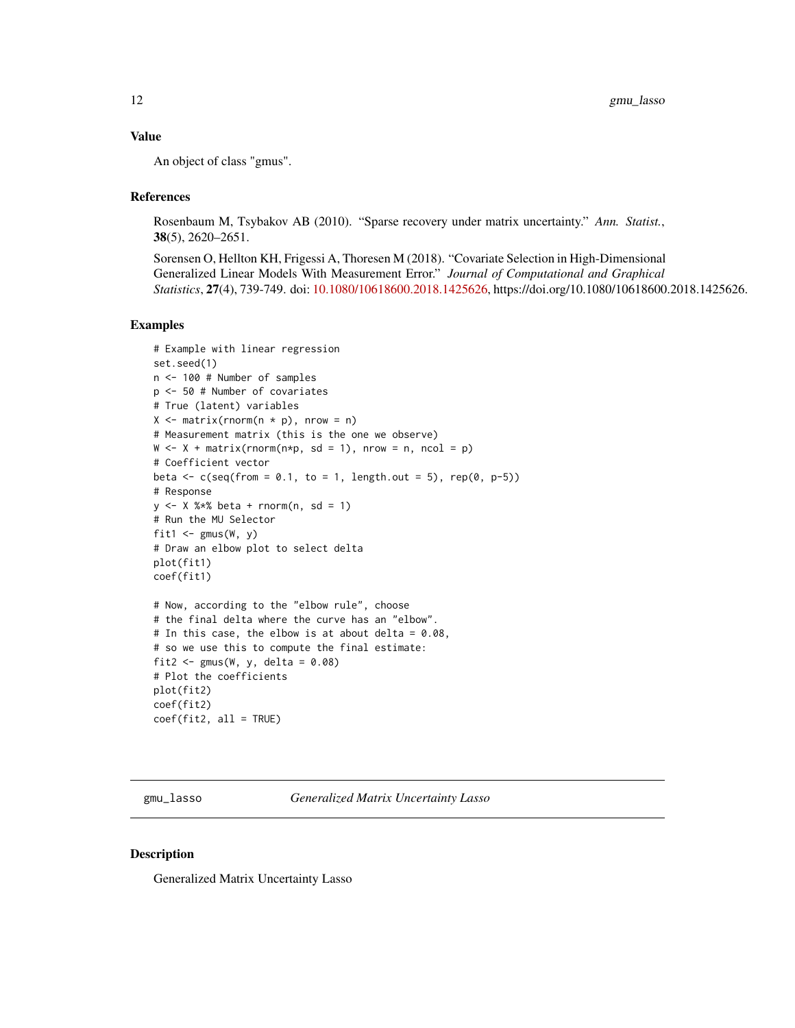### Value

An object of class "gmus".

### References

Rosenbaum M, Tsybakov AB (2010). "Sparse recovery under matrix uncertainty." *Ann. Statist.*, **38**(5), 2620–2651.

Sorensen O, Hellton KH, Frigessi A, Thoresen M (2018). "Covariate Selection in High-Dimensional Generalized Linear Models With Measurement Error." *Journal of Computational and Graphical Statistics*, **27**(4), 739-749. doi: 10.1080/10618600.2018.1425626, https://doi.org/10.1080/10618600.2018.1425626.

### Examples

```
# Example with linear regression
set.seed(1)
n <- 100 # Number of samples
p <- 50 # Number of covariates
# True (latent) variables
X <- matrix(rnorm(n * p), nrow = n)
# Measurement matrix (this is the one we observe)
W <- X + matrix(rnorm(n*p, sd = 1), nrow = n, ncol = p)
# Coefficient vector
beta <- c(seq(from = 0.1, to = 1, length.out = 5), rep(0, p-5))
# Response
y <- X %*% beta + rnorm(n, sd = 1)
# Run the MU Selector
fit1 <- gmus(W, y)
# Draw an elbow plot to select delta
plot(fit1)
coef(fit1)

# Now, according to the "elbow rule", choose
# the final delta where the curve has an "elbow".
# In this case, the elbow is at about delta = 0.08,
# so we use this to compute the final estimate:
fit2 <- gmus(W, y, delta = 0.08)
# Plot the coefficients
plot(fit2)
coef(fit2)
coef(fit2, all = TRUE)
```

---

## gmu_lasso *Generalized Matrix Uncertainty Lasso*

### Description

Generalized Matrix Uncertainty Lasso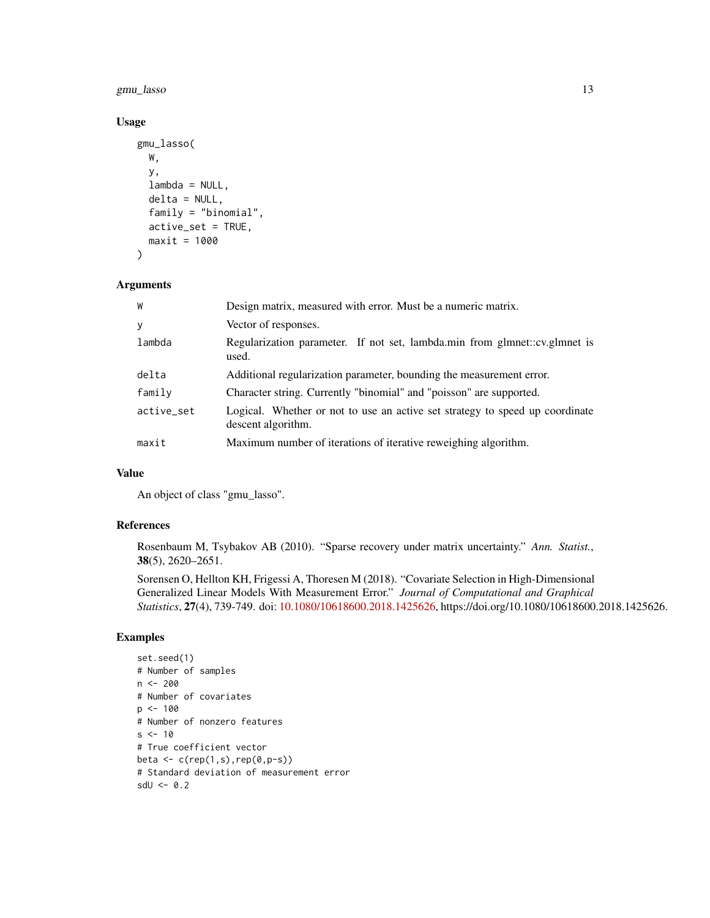## Usage

```
gmu_lasso(
  W,
  y,
  lambda = NULL,
  delta = NULL,
  family = "binomial",
  active_set = TRUE,
  maxit = 1000
)
```

## Arguments

| | |
|---|---|
| W | Design matrix, measured with error. Must be a numeric matrix. |
| y | Vector of responses. |
| lambda | Regularization parameter. If not set, lambda.min from glmnet::cv.glmnet is used. |
| delta | Additional regularization parameter, bounding the measurement error. |
| family | Character string. Currently "binomial" and "poisson" are supported. |
| active_set | Logical. Whether or not to use an active set strategy to speed up coordinate descent algorithm. |
| maxit | Maximum number of iterations of iterative reweighing algorithm. |

## Value

An object of class "gmu_lasso".

## References

Rosenbaum M, Tsybakov AB (2010). "Sparse recovery under matrix uncertainty." *Ann. Statist.*, **38**(5), 2620–2651.

Sorensen O, Hellton KH, Frigessi A, Thoresen M (2018). "Covariate Selection in High-Dimensional Generalized Linear Models With Measurement Error." *Journal of Computational and Graphical Statistics*, **27**(4), 739-749. doi: 10.1080/10618600.2018.1425626, https://doi.org/10.1080/10618600.2018.1425626.

## Examples

```
set.seed(1)
# Number of samples
n <- 200
# Number of covariates
p <- 100
# Number of nonzero features
s <- 10
# True coefficient vector
beta <- c(rep(1,s),rep(0,p-s))
# Standard deviation of measurement error
sdU <- 0.2
```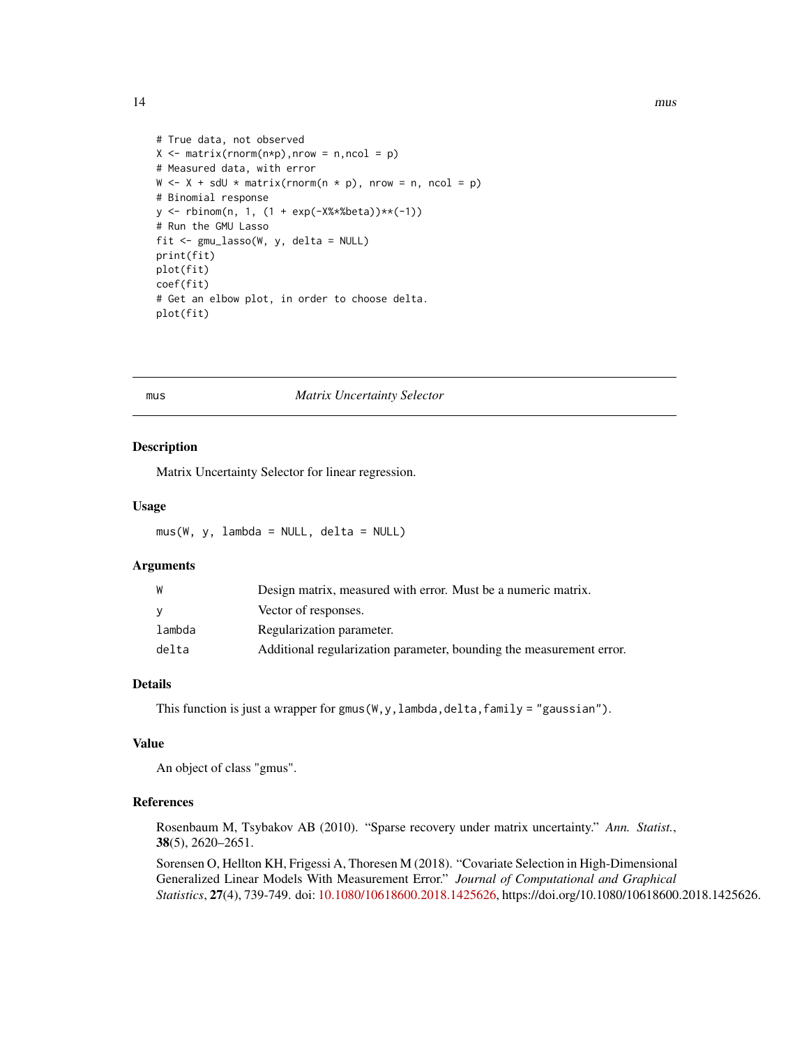```
# True data, not observed
X <- matrix(rnorm(n*p),nrow = n,ncol = p)
# Measured data, with error
W <- X + sdU * matrix(rnorm(n * p), nrow = n, ncol = p)
# Binomial response
y <- rbinom(n, 1, (1 + exp(-X%*%beta))**(-1))
# Run the GMU Lasso
fit <- gmu_lasso(W, y, delta = NULL)
print(fit)
plot(fit)
coef(fit)
# Get an elbow plot, in order to choose delta.
plot(fit)
```

## mus — *Matrix Uncertainty Selector*

### Description

Matrix Uncertainty Selector for linear regression.

### Usage

```
mus(W, y, lambda = NULL, delta = NULL)
```

### Arguments

| | |
|---|---|
| W | Design matrix, measured with error. Must be a numeric matrix. |
| y | Vector of responses. |
| lambda | Regularization parameter. |
| delta | Additional regularization parameter, bounding the measurement error. |

### Details

This function is just a wrapper for `gmus(W,y,lambda,delta,family = "gaussian")`.

### Value

An object of class "gmus".

### References

Rosenbaum M, Tsybakov AB (2010). "Sparse recovery under matrix uncertainty." *Ann. Statist.*, **38**(5), 2620–2651.

Sorensen O, Hellton KH, Frigessi A, Thoresen M (2018). "Covariate Selection in High-Dimensional Generalized Linear Models With Measurement Error." *Journal of Computational and Graphical Statistics*, **27**(4), 739-749. doi: 10.1080/10618600.2018.1425626, https://doi.org/10.1080/10618600.2018.1425626.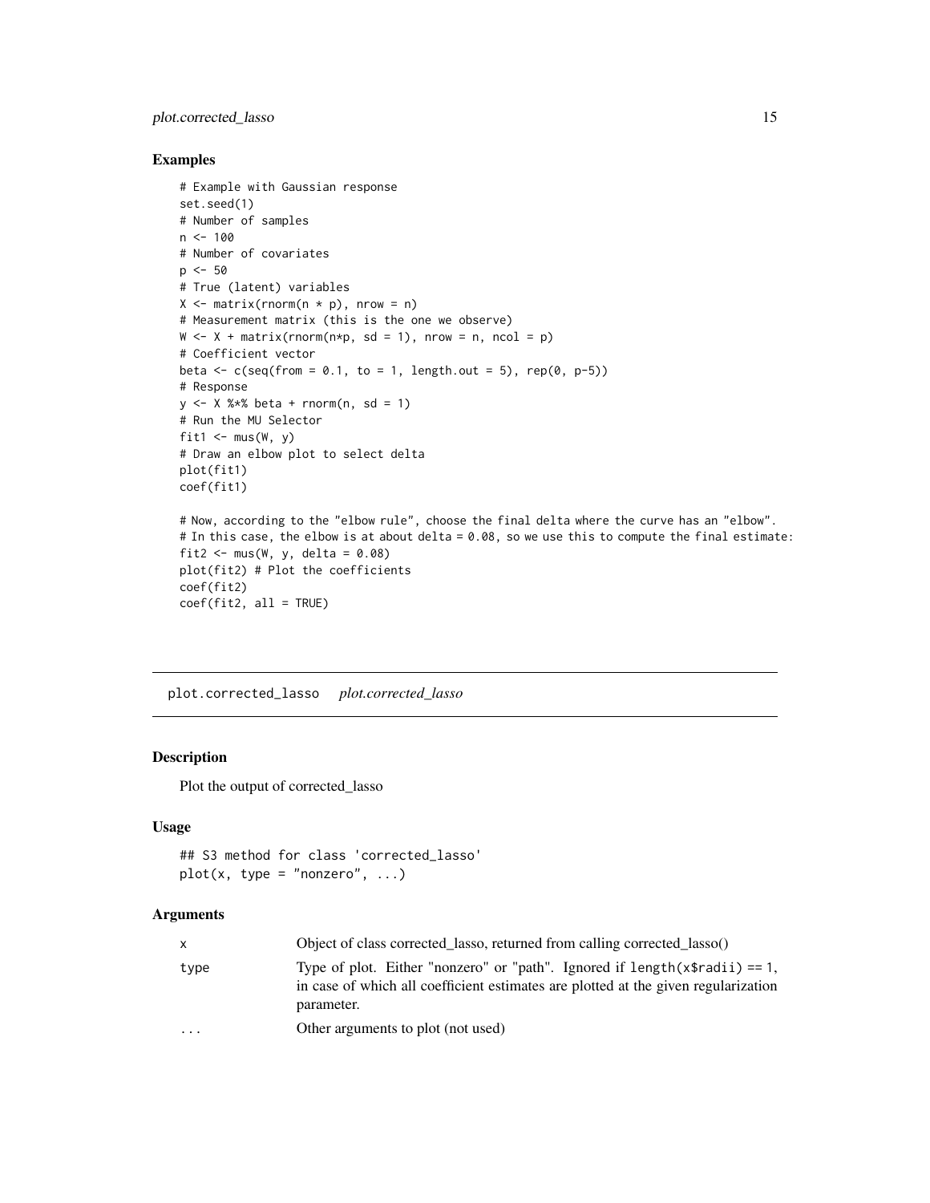### Examples

```
# Example with Gaussian response
set.seed(1)
# Number of samples
n <- 100
# Number of covariates
p <- 50
# True (latent) variables
X <- matrix(rnorm(n * p), nrow = n)
# Measurement matrix (this is the one we observe)
W <- X + matrix(rnorm(n*p, sd = 1), nrow = n, ncol = p)
# Coefficient vector
beta <- c(seq(from = 0.1, to = 1, length.out = 5), rep(0, p-5))
# Response
y <- X %*% beta + rnorm(n, sd = 1)
# Run the MU Selector
fit1 <- mus(W, y)
# Draw an elbow plot to select delta
plot(fit1)
coef(fit1)

# Now, according to the "elbow rule", choose the final delta where the curve has an "elbow".
# In this case, the elbow is at about delta = 0.08, so we use this to compute the final estimate:
fit2 <- mus(W, y, delta = 0.08)
plot(fit2) # Plot the coefficients
coef(fit2)
coef(fit2, all = TRUE)
```

---

## plot.corrected_lasso    *plot.corrected_lasso*

---

### Description

Plot the output of corrected_lasso

### Usage

```
## S3 method for class 'corrected_lasso'
plot(x, type = "nonzero", ...)
```

### Arguments

| | |
|---|---|
| x | Object of class corrected_lasso, returned from calling corrected_lasso() |
| type | Type of plot. Either "nonzero" or "path". Ignored if `length(x$radii) == 1`, in case of which all coefficient estimates are plotted at the given regularization parameter. |
| ... | Other arguments to plot (not used) |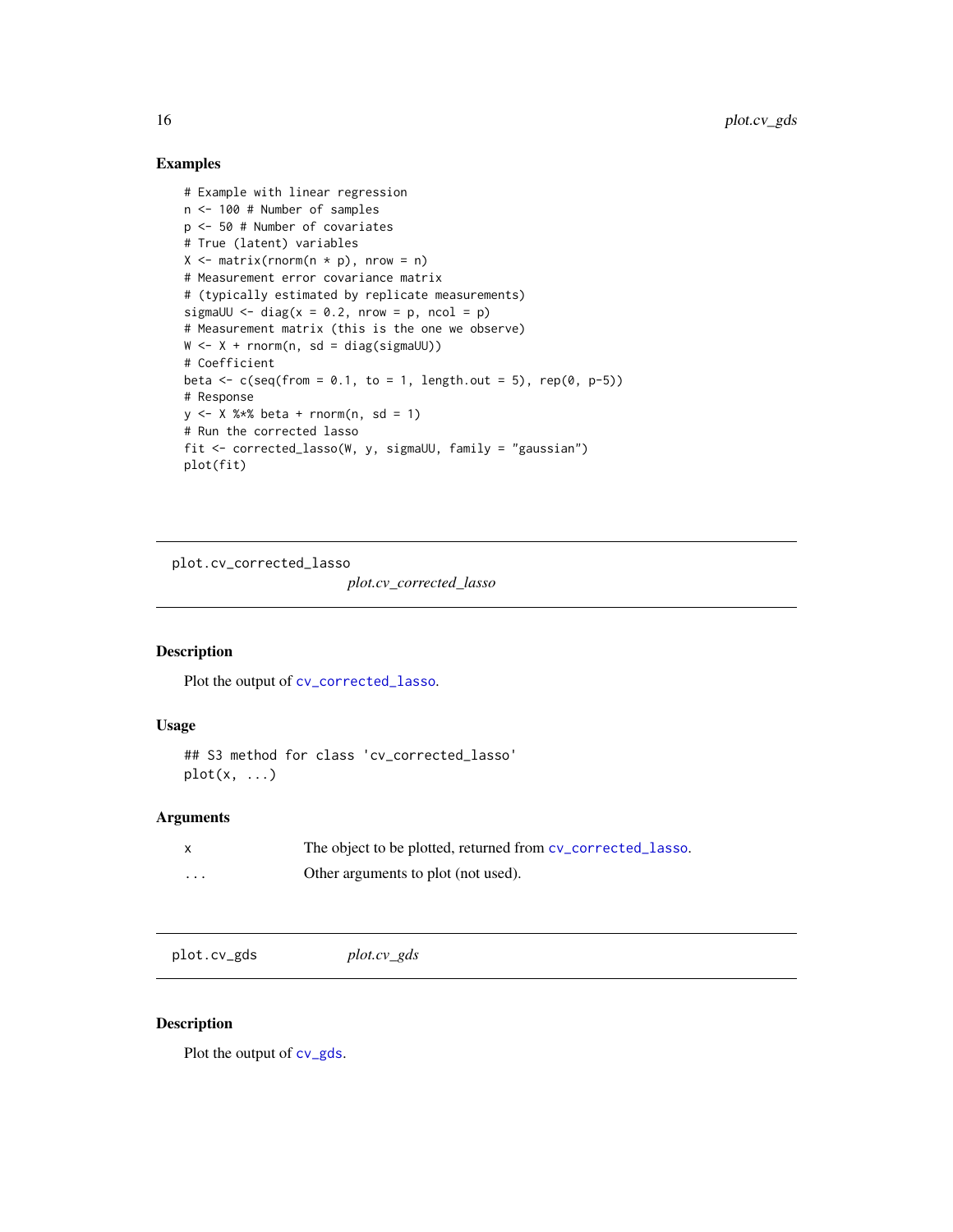## Examples

```
# Example with linear regression
n <- 100 # Number of samples
p <- 50 # Number of covariates
# True (latent) variables
X <- matrix(rnorm(n * p), nrow = n)
# Measurement error covariance matrix
# (typically estimated by replicate measurements)
sigmaUU <- diag(x = 0.2, nrow = p, ncol = p)
# Measurement matrix (this is the one we observe)
W <- X + rnorm(n, sd = diag(sigmaUU))
# Coefficient
beta <- c(seq(from = 0.1, to = 1, length.out = 5), rep(0, p-5))
# Response
y <- X %*% beta + rnorm(n, sd = 1)
# Run the corrected lasso
fit <- corrected_lasso(W, y, sigmaUU, family = "gaussian")
plot(fit)
```

---

# plot.cv_corrected_lasso    *plot.cv_corrected_lasso*

## Description

Plot the output of `cv_corrected_lasso`.

## Usage

```
## S3 method for class 'cv_corrected_lasso'
plot(x, ...)
```

## Arguments

| | |
|---|---|
| `x` | The object to be plotted, returned from `cv_corrected_lasso`. |
| `...` | Other arguments to plot (not used). |

---

# plot.cv_gds    *plot.cv_gds*

## Description

Plot the output of `cv_gds`.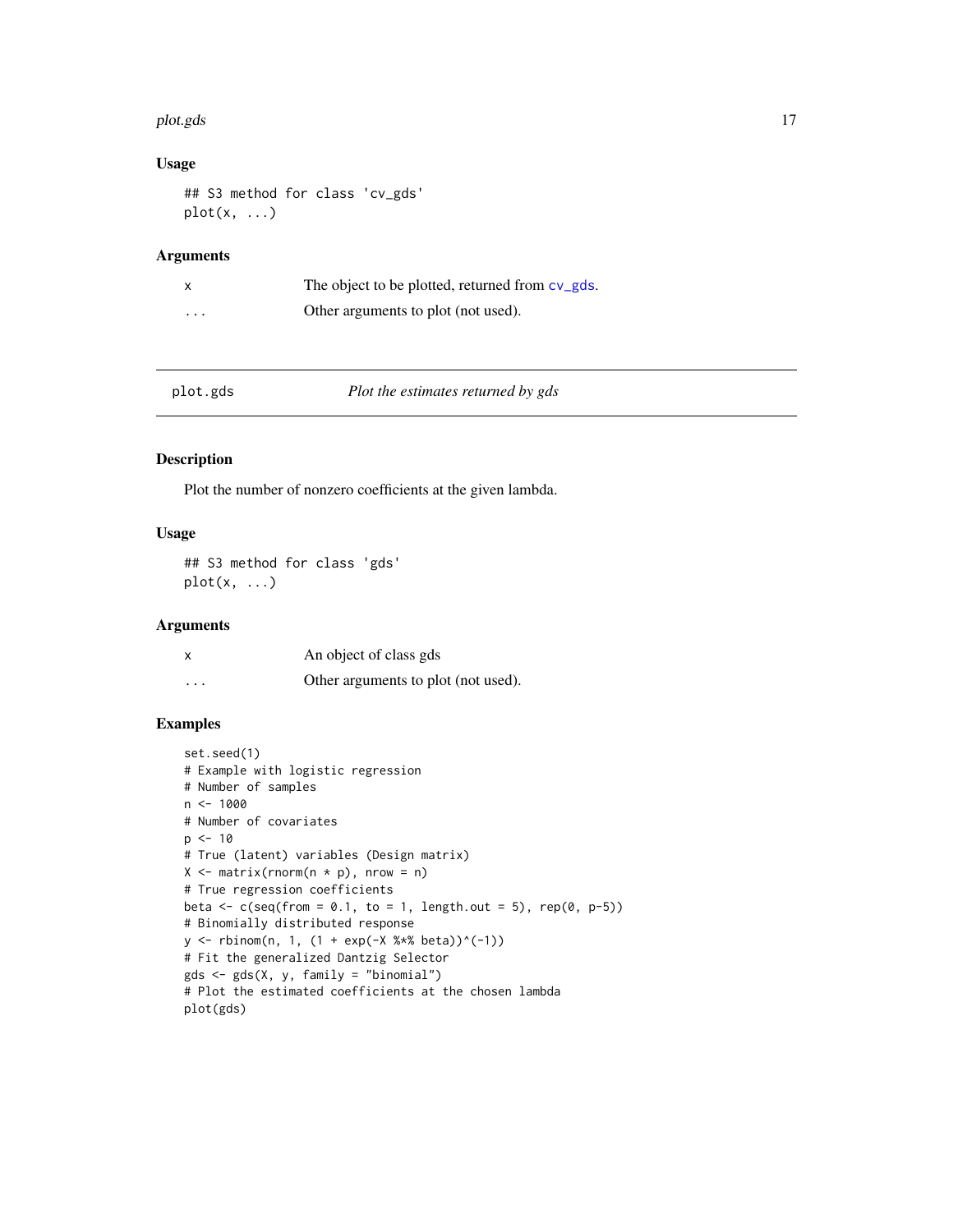## Usage

```
## S3 method for class 'cv_gds'
plot(x, ...)
```

## Arguments

| | |
|---|---|
| x | The object to be plotted, returned from `cv_gds`. |
| ... | Other arguments to plot (not used). |

---

# plot.gds *Plot the estimates returned by gds*

---

## Description

Plot the number of nonzero coefficients at the given lambda.

## Usage

```
## S3 method for class 'gds'
plot(x, ...)
```

## Arguments

| | |
|---|---|
| x | An object of class gds |
| ... | Other arguments to plot (not used). |

## Examples

```
set.seed(1)
# Example with logistic regression
# Number of samples
n <- 1000
# Number of covariates
p <- 10
# True (latent) variables (Design matrix)
X <- matrix(rnorm(n * p), nrow = n)
# True regression coefficients
beta <- c(seq(from = 0.1, to = 1, length.out = 5), rep(0, p-5))
# Binomially distributed response
y <- rbinom(n, 1, (1 + exp(-X %*% beta))^(-1))
# Fit the generalized Dantzig Selector
gds <- gds(X, y, family = "binomial")
# Plot the estimated coefficients at the chosen lambda
plot(gds)
```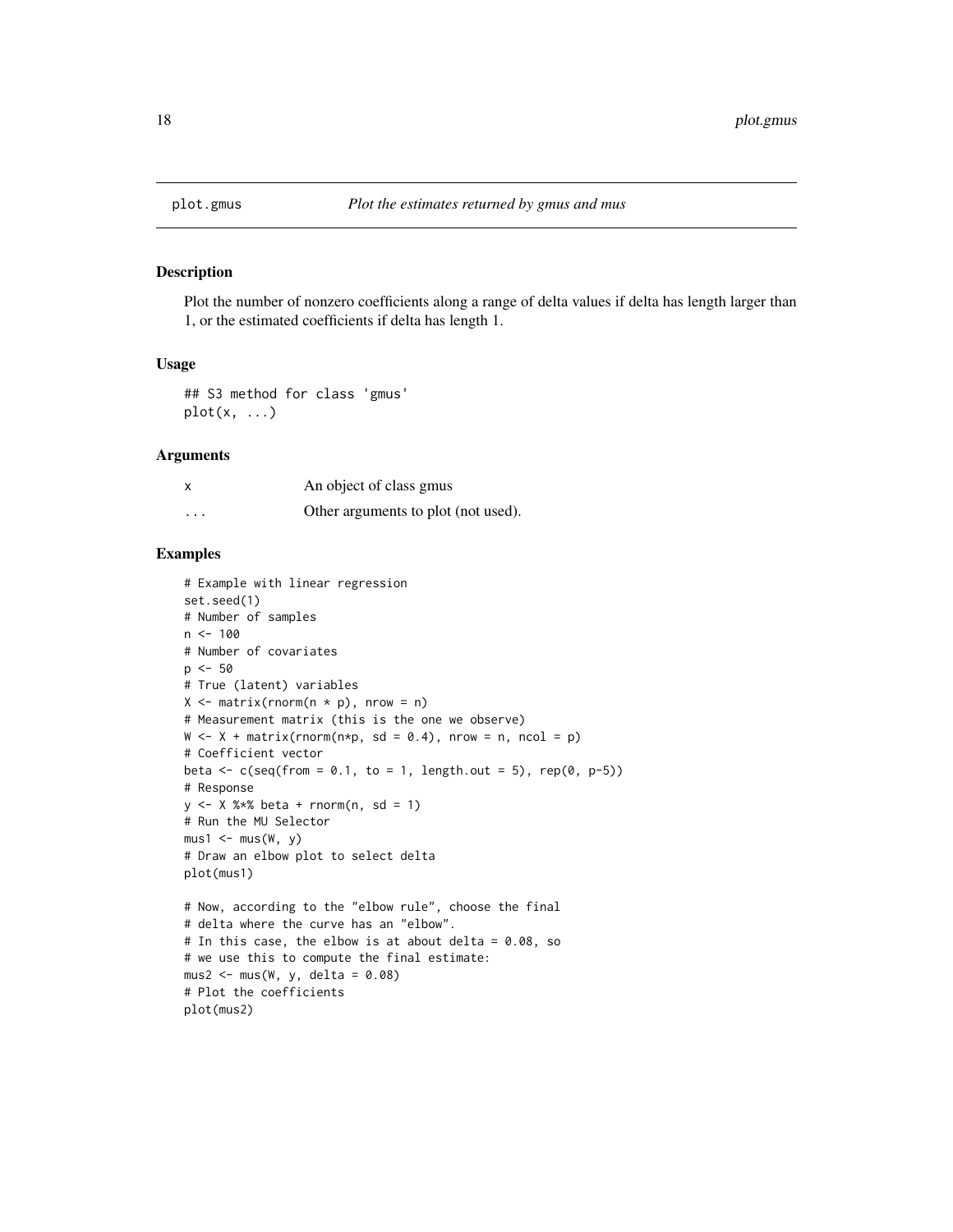plot.gmus — *Plot the estimates returned by gmus and mus*

## Description

Plot the number of nonzero coefficients along a range of delta values if delta has length larger than 1, or the estimated coefficients if delta has length 1.

## Usage

```
## S3 method for class 'gmus'
plot(x, ...)
```

## Arguments

| | |
|---|---|
| x | An object of class gmus |
| ... | Other arguments to plot (not used). |

## Examples

```
# Example with linear regression
set.seed(1)
# Number of samples
n <- 100
# Number of covariates
p <- 50
# True (latent) variables
X <- matrix(rnorm(n * p), nrow = n)
# Measurement matrix (this is the one we observe)
W <- X + matrix(rnorm(n*p, sd = 0.4), nrow = n, ncol = p)
# Coefficient vector
beta <- c(seq(from = 0.1, to = 1, length.out = 5), rep(0, p-5))
# Response
y <- X %*% beta + rnorm(n, sd = 1)
# Run the MU Selector
mus1 <- mus(W, y)
# Draw an elbow plot to select delta
plot(mus1)

# Now, according to the "elbow rule", choose the final
# delta where the curve has an "elbow".
# In this case, the elbow is at about delta = 0.08, so
# we use this to compute the final estimate:
mus2 <- mus(W, y, delta = 0.08)
# Plot the coefficients
plot(mus2)
```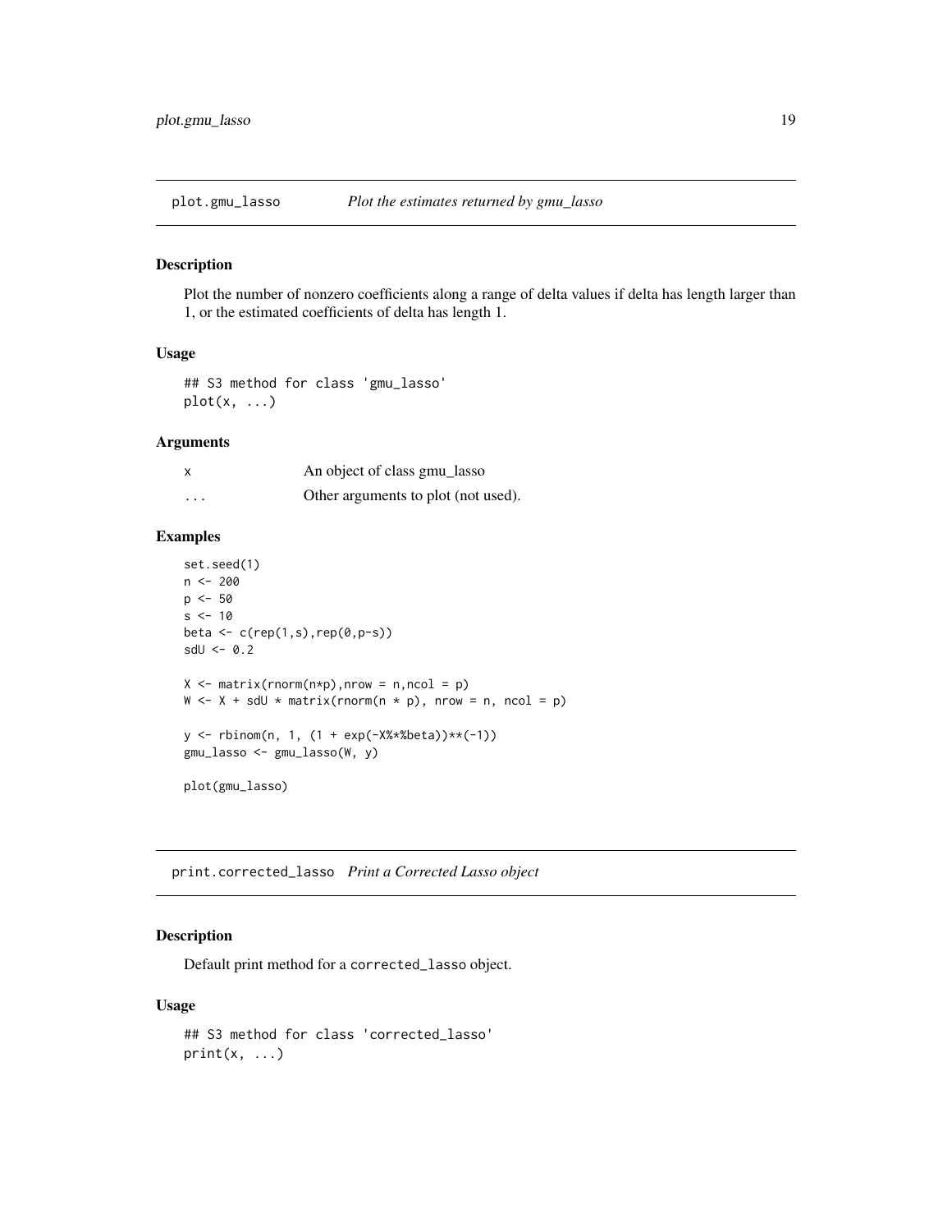## plot.gmu_lasso *Plot the estimates returned by gmu_lasso*

### Description

Plot the number of nonzero coefficients along a range of delta values if delta has length larger than 1, or the estimated coefficients of delta has length 1.

### Usage

```
## S3 method for class 'gmu_lasso'
plot(x, ...)
```

### Arguments

| | |
|---|---|
| x | An object of class gmu_lasso |
| ... | Other arguments to plot (not used). |

### Examples

```
set.seed(1)
n <- 200
p <- 50
s <- 10
beta <- c(rep(1,s),rep(0,p-s))
sdU <- 0.2

X <- matrix(rnorm(n*p),nrow = n,ncol = p)
W <- X + sdU * matrix(rnorm(n * p), nrow = n, ncol = p)

y <- rbinom(n, 1, (1 + exp(-X%*%beta))**(-1))
gmu_lasso <- gmu_lasso(W, y)

plot(gmu_lasso)
```

## print.corrected_lasso *Print a Corrected Lasso object*

### Description

Default print method for a corrected_lasso object.

### Usage

```
## S3 method for class 'corrected_lasso'
print(x, ...)
```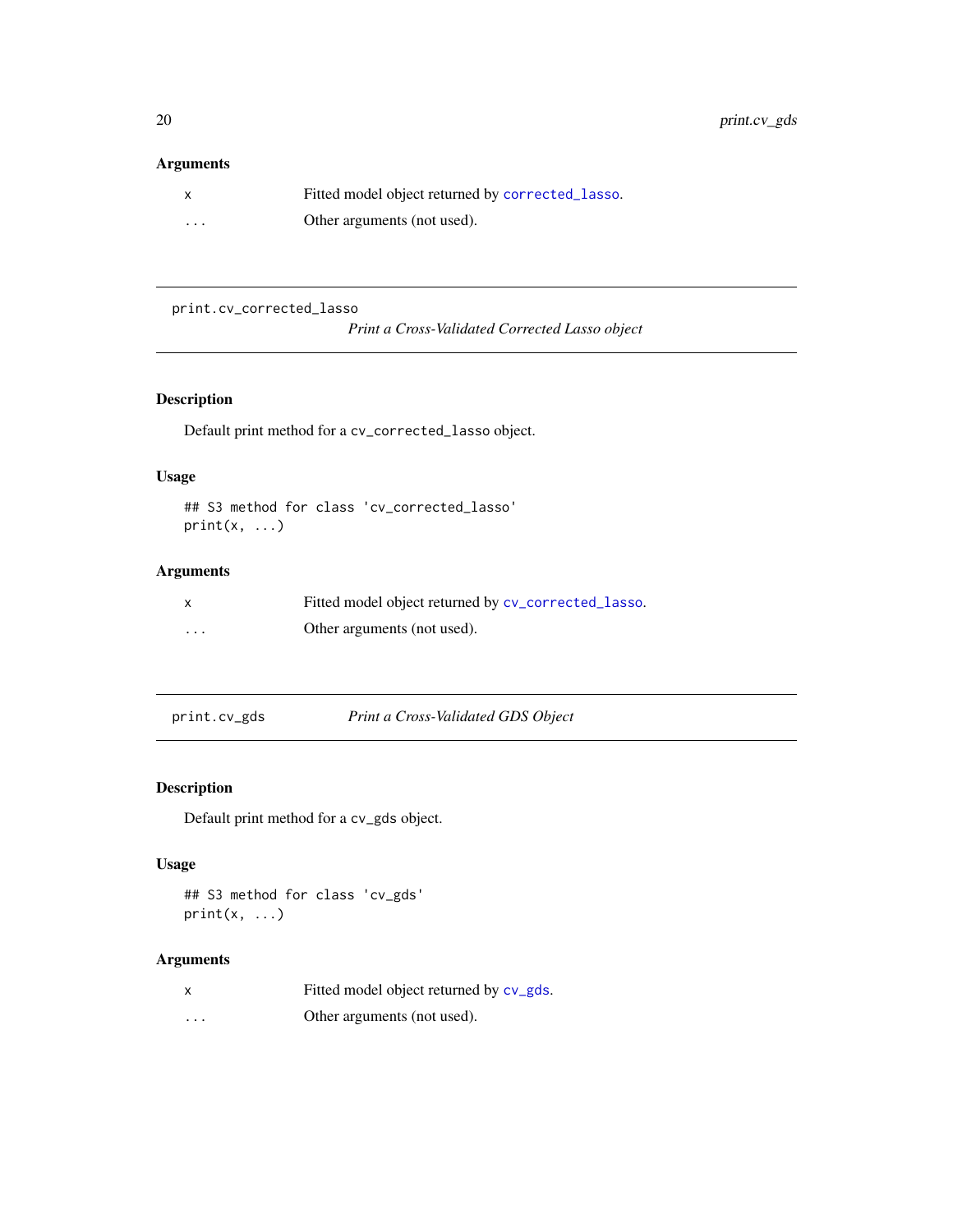### Arguments

| | |
|---|---|
| `x` | Fitted model object returned by `corrected_lasso`. |
| `...` | Other arguments (not used). |

---

## print.cv_corrected_lasso — *Print a Cross-Validated Corrected Lasso object*

---

### Description

Default print method for a `cv_corrected_lasso` object.

### Usage

```
## S3 method for class 'cv_corrected_lasso'
print(x, ...)
```

### Arguments

| | |
|---|---|
| `x` | Fitted model object returned by `cv_corrected_lasso`. |
| `...` | Other arguments (not used). |

---

## print.cv_gds — *Print a Cross-Validated GDS Object*

---

### Description

Default print method for a `cv_gds` object.

### Usage

```
## S3 method for class 'cv_gds'
print(x, ...)
```

### Arguments

| | |
|---|---|
| `x` | Fitted model object returned by `cv_gds`. |
| `...` | Other arguments (not used). |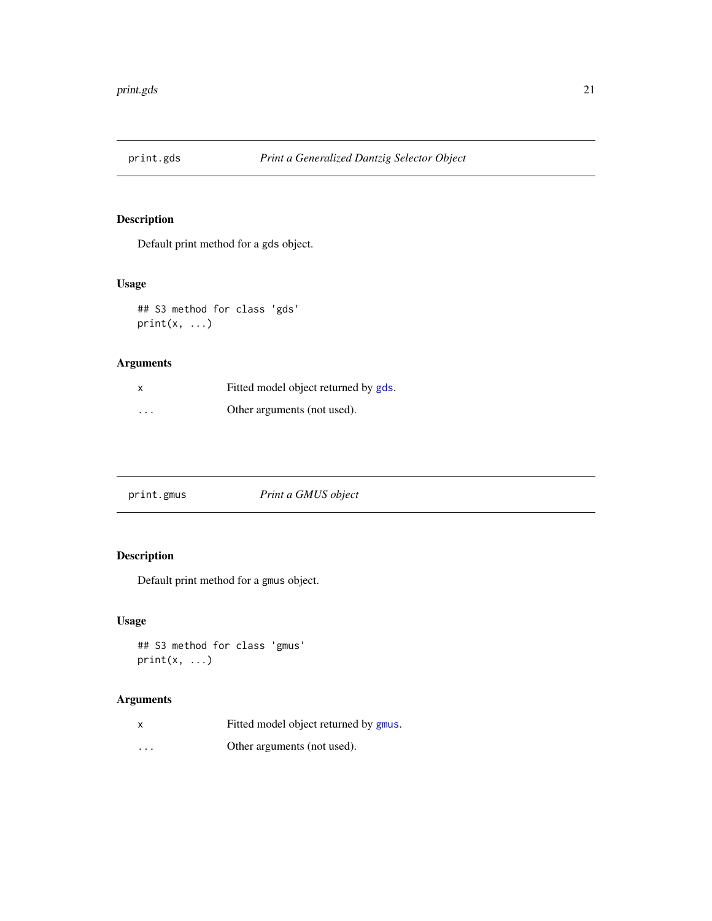## print.gds — *Print a Generalized Dantzig Selector Object*

### Description

Default print method for a gds object.

### Usage

```
## S3 method for class 'gds'
print(x, ...)
```

### Arguments

| | |
|---|---|
| x | Fitted model object returned by gds. |
| ... | Other arguments (not used). |

## print.gmus — *Print a GMUS object*

### Description

Default print method for a gmus object.

### Usage

```
## S3 method for class 'gmus'
print(x, ...)
```

### Arguments

| | |
|---|---|
| x | Fitted model object returned by gmus. |
| ... | Other arguments (not used). |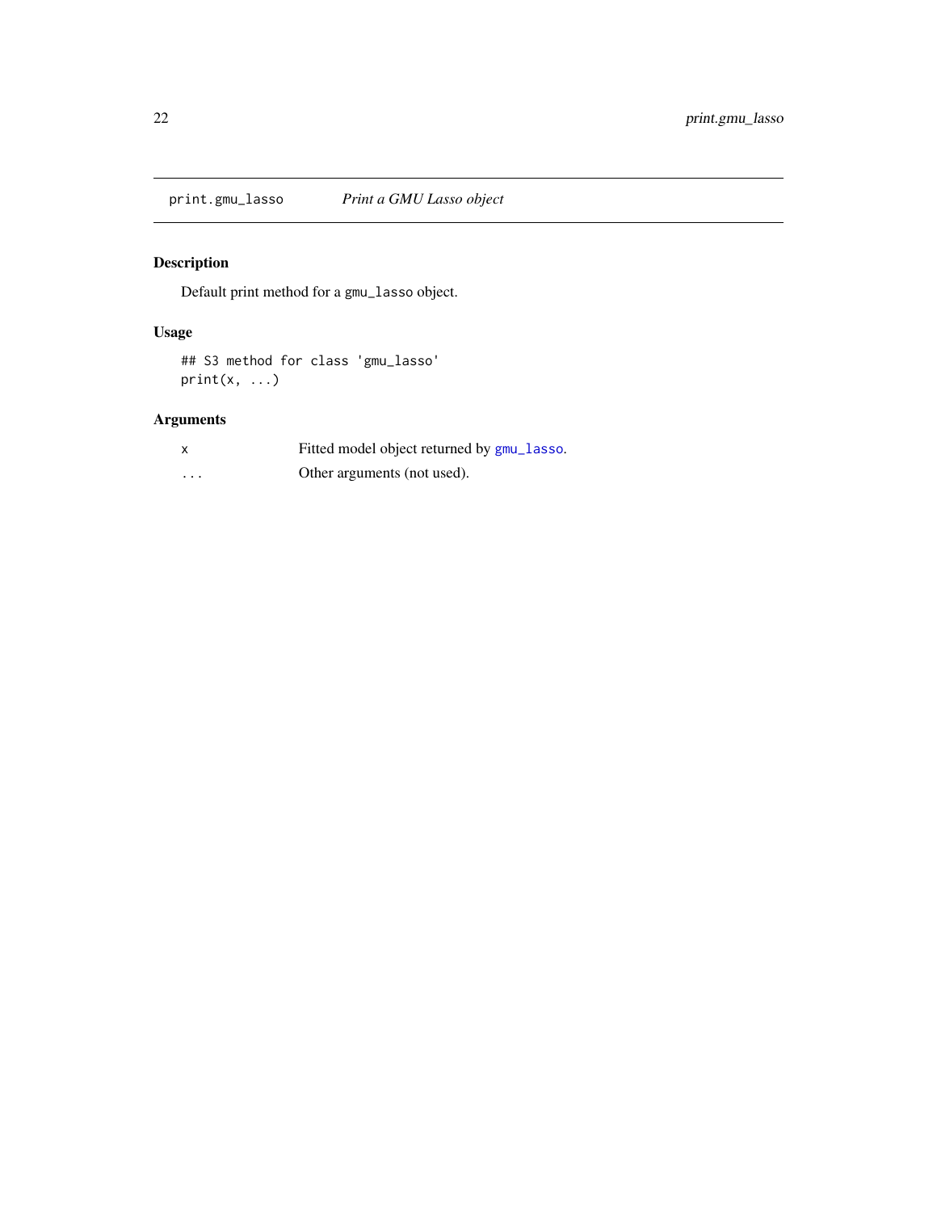## print.gmu_lasso *Print a GMU Lasso object*

### Description

Default print method for a `gmu_lasso` object.

### Usage

```
## S3 method for class 'gmu_lasso'
print(x, ...)
```

### Arguments

| | |
|---|---|
| x | Fitted model object returned by gmu_lasso. |
| ... | Other arguments (not used). |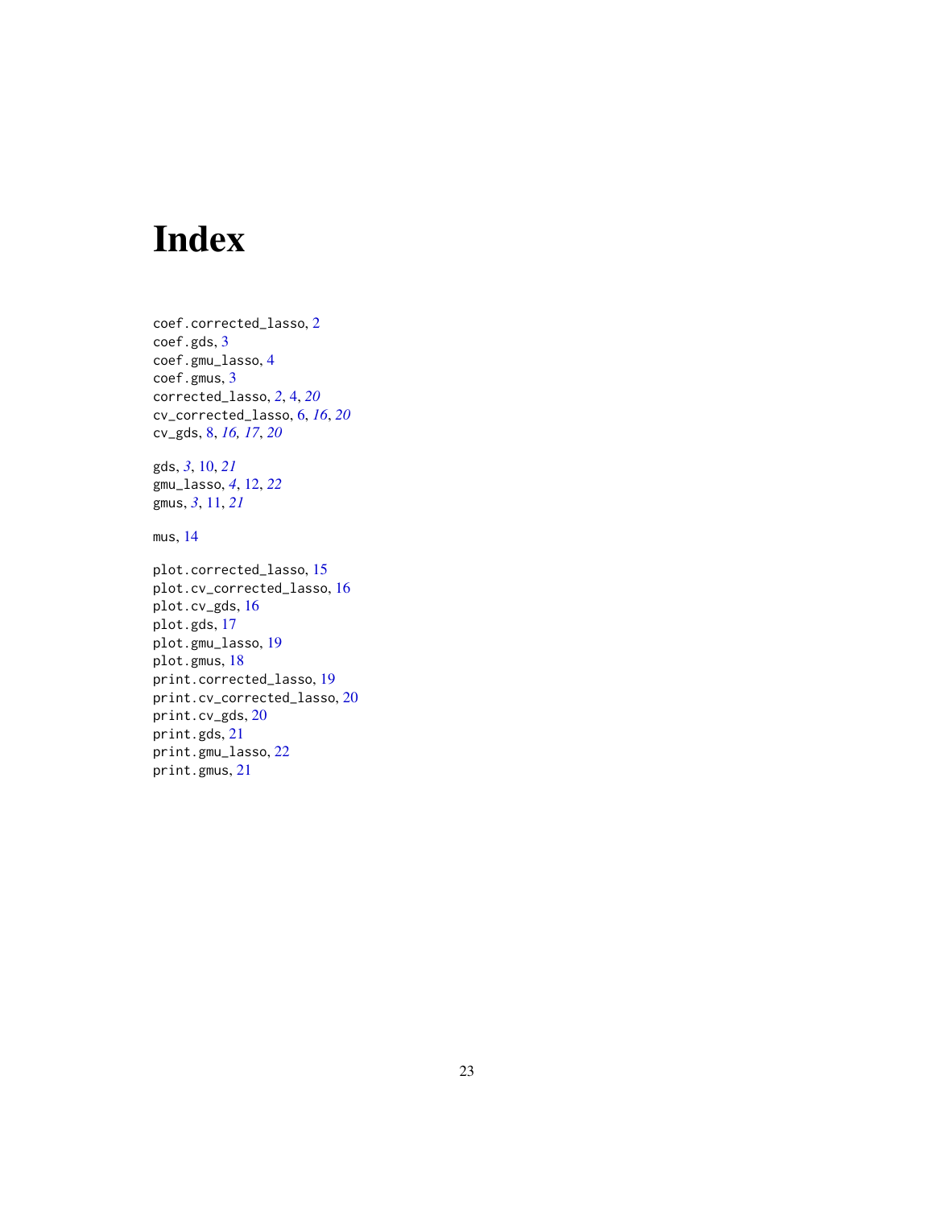# Index

coef.corrected_lasso, 2
coef.gds, 3
coef.gmu_lasso, 4
coef.gmus, 3
corrected_lasso, *2*, 4, *20*
cv_corrected_lasso, 6, *16*, *20*
cv_gds, 8, *16, 17*, *20*

gds, *3*, 10, *21*
gmu_lasso, *4*, 12, *22*
gmus, *3*, 11, *21*

mus, 14

plot.corrected_lasso, 15
plot.cv_corrected_lasso, 16
plot.cv_gds, 16
plot.gds, 17
plot.gmu_lasso, 19
plot.gmus, 18
print.corrected_lasso, 19
print.cv_corrected_lasso, 20
print.cv_gds, 20
print.gds, 21
print.gmu_lasso, 22
print.gmus, 21